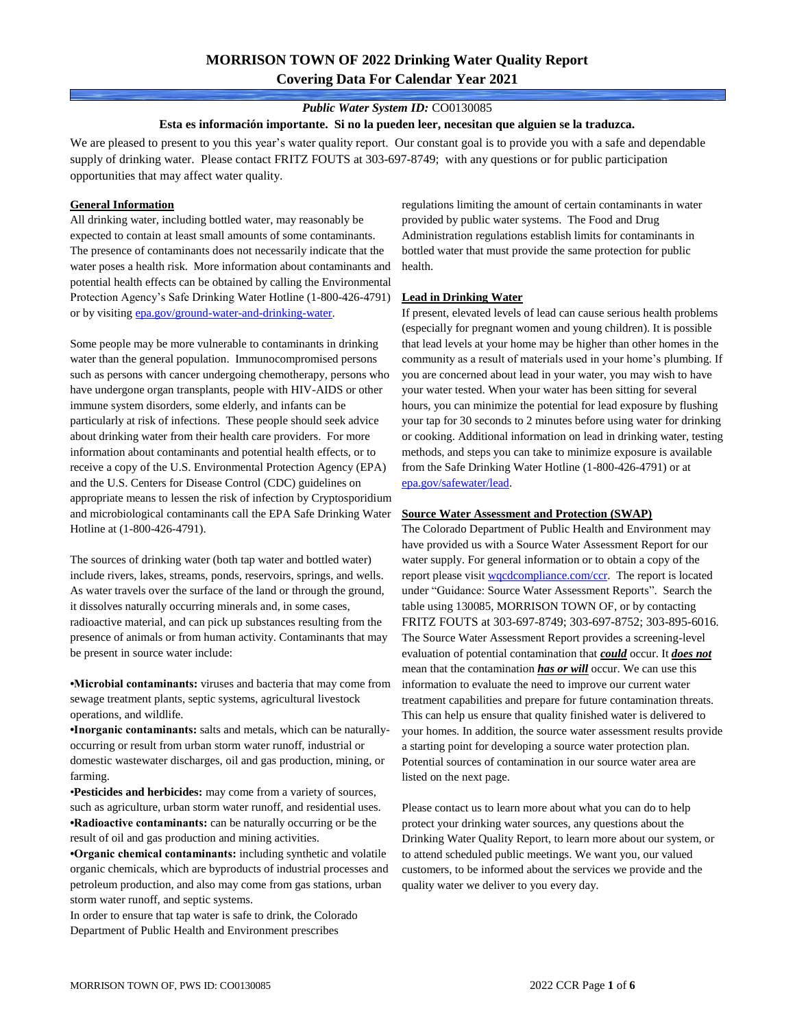# MORRISON TOWN OF 2022 Drinking Water Quality Report
## Covering Data For Calendar Year 2021

***Public Water System ID:*** CO0130085

**Esta es información importante. Si no la pueden leer, necesitan que alguien se la traduzca.**

We are pleased to present to you this year's water quality report. Our constant goal is to provide you with a safe and dependable supply of drinking water. Please contact FRITZ FOUTS at 303-697-8749; with any questions or for public participation opportunities that may affect water quality.

### General Information

All drinking water, including bottled water, may reasonably be expected to contain at least small amounts of some contaminants. The presence of contaminants does not necessarily indicate that the water poses a health risk. More information about contaminants and potential health effects can be obtained by calling the Environmental Protection Agency's Safe Drinking Water Hotline (1-800-426-4791) or by visiting [epa.gov/ground-water-and-drinking-water](epa.gov/ground-water-and-drinking-water).

Some people may be more vulnerable to contaminants in drinking water than the general population. Immunocompromised persons such as persons with cancer undergoing chemotherapy, persons who have undergone organ transplants, people with HIV-AIDS or other immune system disorders, some elderly, and infants can be particularly at risk of infections. These people should seek advice about drinking water from their health care providers. For more information about contaminants and potential health effects, or to receive a copy of the U.S. Environmental Protection Agency (EPA) and the U.S. Centers for Disease Control (CDC) guidelines on appropriate means to lessen the risk of infection by Cryptosporidium and microbiological contaminants call the EPA Safe Drinking Water Hotline at (1-800-426-4791).

The sources of drinking water (both tap water and bottled water) include rivers, lakes, streams, ponds, reservoirs, springs, and wells. As water travels over the surface of the land or through the ground, it dissolves naturally occurring minerals and, in some cases, radioactive material, and can pick up substances resulting from the presence of animals or from human activity. Contaminants that may be present in source water include:

- **Microbial contaminants:** viruses and bacteria that may come from sewage treatment plants, septic systems, agricultural livestock operations, and wildlife.
- **Inorganic contaminants:** salts and metals, which can be naturally-occurring or result from urban storm water runoff, industrial or domestic wastewater discharges, oil and gas production, mining, or farming.
- **Pesticides and herbicides:** may come from a variety of sources, such as agriculture, urban storm water runoff, and residential uses.
- **Radioactive contaminants:** can be naturally occurring or be the result of oil and gas production and mining activities.
- **Organic chemical contaminants:** including synthetic and volatile organic chemicals, which are byproducts of industrial processes and petroleum production, and also may come from gas stations, urban storm water runoff, and septic systems.

In order to ensure that tap water is safe to drink, the Colorado Department of Public Health and Environment prescribes regulations limiting the amount of certain contaminants in water provided by public water systems. The Food and Drug Administration regulations establish limits for contaminants in bottled water that must provide the same protection for public health.

### Lead in Drinking Water

If present, elevated levels of lead can cause serious health problems (especially for pregnant women and young children). It is possible that lead levels at your home may be higher than other homes in the community as a result of materials used in your home's plumbing. If you are concerned about lead in your water, you may wish to have your water tested. When your water has been sitting for several hours, you can minimize the potential for lead exposure by flushing your tap for 30 seconds to 2 minutes before using water for drinking or cooking. Additional information on lead in drinking water, testing methods, and steps you can take to minimize exposure is available from the Safe Drinking Water Hotline (1-800-426-4791) or at [epa.gov/safewater/lead](epa.gov/safewater/lead).

### Source Water Assessment and Protection (SWAP)

The Colorado Department of Public Health and Environment may have provided us with a Source Water Assessment Report for our water supply. For general information or to obtain a copy of the report please visit [wqcdcompliance.com/ccr](wqcdcompliance.com/ccr). The report is located under "Guidance: Source Water Assessment Reports". Search the table using 130085, MORRISON TOWN OF, or by contacting FRITZ FOUTS at 303-697-8749; 303-697-8752; 303-895-6016. The Source Water Assessment Report provides a screening-level evaluation of potential contamination that ***could*** occur. It ***does not*** mean that the contamination ***has or will*** occur. We can use this information to evaluate the need to improve our current water treatment capabilities and prepare for future contamination threats. This can help us ensure that quality finished water is delivered to your homes. In addition, the source water assessment results provide a starting point for developing a source water protection plan. Potential sources of contamination in our source water area are listed on the next page.

Please contact us to learn more about what you can do to help protect your drinking water sources, any questions about the Drinking Water Quality Report, to learn more about our system, or to attend scheduled public meetings. We want you, our valued customers, to be informed about the services we provide and the quality water we deliver to you every day.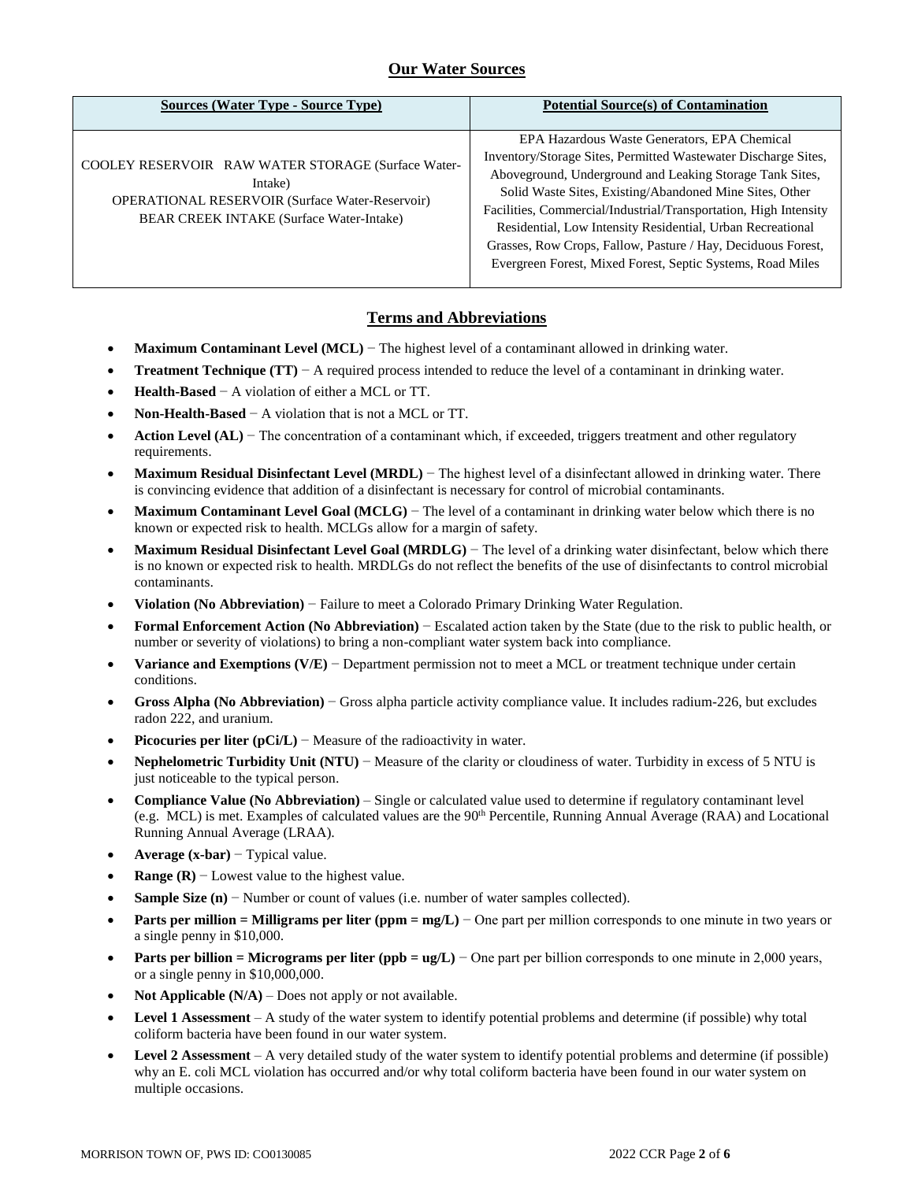## Our Water Sources

| Sources (Water Type - Source Type) | Potential Source(s) of Contamination |
| --- | --- |
| COOLEY RESERVOIR RAW WATER STORAGE (Surface Water-Intake)<br>OPERATIONAL RESERVOIR (Surface Water-Reservoir)<br>BEAR CREEK INTAKE (Surface Water-Intake) | EPA Hazardous Waste Generators, EPA Chemical Inventory/Storage Sites, Permitted Wastewater Discharge Sites, Aboveground, Underground and Leaking Storage Tank Sites, Solid Waste Sites, Existing/Abandoned Mine Sites, Other Facilities, Commercial/Industrial/Transportation, High Intensity Residential, Low Intensity Residential, Urban Recreational Grasses, Row Crops, Fallow, Pasture / Hay, Deciduous Forest, Evergreen Forest, Mixed Forest, Septic Systems, Road Miles |

## Terms and Abbreviations

- **Maximum Contaminant Level (MCL)** − The highest level of a contaminant allowed in drinking water.
- **Treatment Technique (TT)** − A required process intended to reduce the level of a contaminant in drinking water.
- **Health-Based** − A violation of either a MCL or TT.
- **Non-Health-Based** − A violation that is not a MCL or TT.
- **Action Level (AL)** − The concentration of a contaminant which, if exceeded, triggers treatment and other regulatory requirements.
- **Maximum Residual Disinfectant Level (MRDL)** − The highest level of a disinfectant allowed in drinking water. There is convincing evidence that addition of a disinfectant is necessary for control of microbial contaminants.
- **Maximum Contaminant Level Goal (MCLG)** − The level of a contaminant in drinking water below which there is no known or expected risk to health. MCLGs allow for a margin of safety.
- **Maximum Residual Disinfectant Level Goal (MRDLG)** − The level of a drinking water disinfectant, below which there is no known or expected risk to health. MRDLGs do not reflect the benefits of the use of disinfectants to control microbial contaminants.
- **Violation (No Abbreviation)** − Failure to meet a Colorado Primary Drinking Water Regulation.
- **Formal Enforcement Action (No Abbreviation)** − Escalated action taken by the State (due to the risk to public health, or number or severity of violations) to bring a non-compliant water system back into compliance.
- **Variance and Exemptions (V/E)** − Department permission not to meet a MCL or treatment technique under certain conditions.
- **Gross Alpha (No Abbreviation)** − Gross alpha particle activity compliance value. It includes radium-226, but excludes radon 222, and uranium.
- **Picocuries per liter (pCi/L)** − Measure of the radioactivity in water.
- **Nephelometric Turbidity Unit (NTU)** − Measure of the clarity or cloudiness of water. Turbidity in excess of 5 NTU is just noticeable to the typical person.
- **Compliance Value (No Abbreviation)** – Single or calculated value used to determine if regulatory contaminant level (e.g. MCL) is met. Examples of calculated values are the 90th Percentile, Running Annual Average (RAA) and Locational Running Annual Average (LRAA).
- **Average (x-bar)** − Typical value.
- **Range (R)** − Lowest value to the highest value.
- **Sample Size (n)** − Number or count of values (i.e. number of water samples collected).
- **Parts per million = Milligrams per liter (ppm = mg/L)** − One part per million corresponds to one minute in two years or a single penny in $10,000.
- **Parts per billion = Micrograms per liter (ppb = ug/L)** − One part per billion corresponds to one minute in 2,000 years, or a single penny in $10,000,000.
- **Not Applicable (N/A)** – Does not apply or not available.
- **Level 1 Assessment** – A study of the water system to identify potential problems and determine (if possible) why total coliform bacteria have been found in our water system.
- **Level 2 Assessment** – A very detailed study of the water system to identify potential problems and determine (if possible) why an E. coli MCL violation has occurred and/or why total coliform bacteria have been found in our water system on multiple occasions.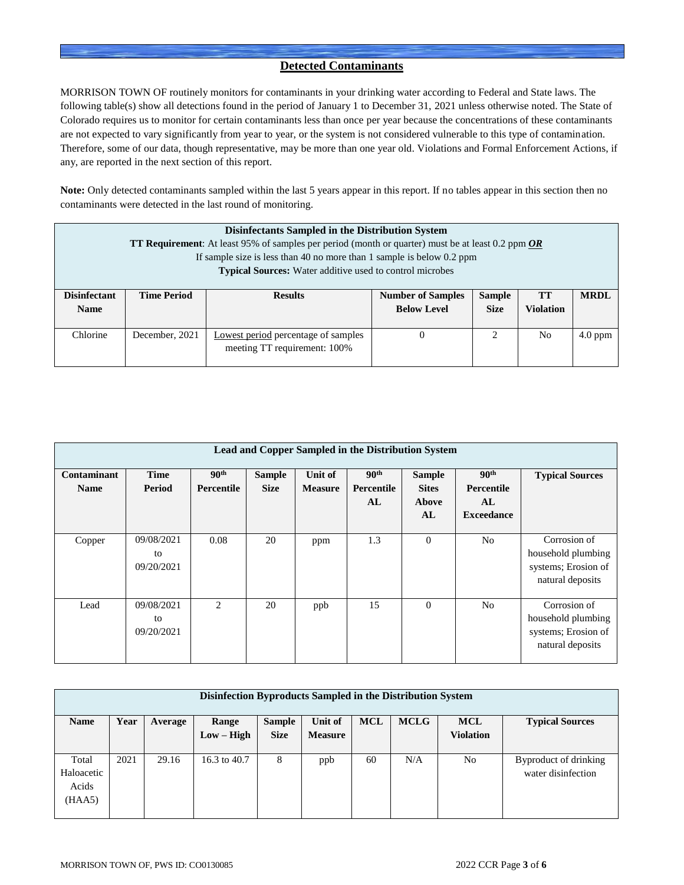## Detected Contaminants

MORRISON TOWN OF routinely monitors for contaminants in your drinking water according to Federal and State laws. The following table(s) show all detections found in the period of January 1 to December 31, 2021 unless otherwise noted. The State of Colorado requires us to monitor for certain contaminants less than once per year because the concentrations of these contaminants are not expected to vary significantly from year to year, or the system is not considered vulnerable to this type of contamination. Therefore, some of our data, though representative, may be more than one year old. Violations and Formal Enforcement Actions, if any, are reported in the next section of this report.

**Note:** Only detected contaminants sampled within the last 5 years appear in this report. If no tables appear in this section then no contaminants were detected in the last round of monitoring.

| **Disinfectants Sampled in the Distribution System**<br>**TT Requirement**: At least 95% of samples per period (month or quarter) must be at least 0.2 ppm ***OR***<br>If sample size is less than 40 no more than 1 sample is below 0.2 ppm<br>**Typical Sources:** Water additive used to control microbes | | | | | | |
|---|---|---|---|---|---|---|
| **Disinfectant Name** | **Time Period** | **Results** | **Number of Samples Below Level** | **Sample Size** | **TT Violation** | **MRDL** |
| Chlorine | December, 2021 | Lowest period percentage of samples meeting TT requirement: 100% | 0 | 2 | No | 4.0 ppm |

| **Lead and Copper Sampled in the Distribution System** | | | | | | | | |
|---|---|---|---|---|---|---|---|---|
| **Contaminant Name** | **Time Period** | **90th Percentile** | **Sample Size** | **Unit of Measure** | **90th Percentile AL** | **Sample Sites Above AL** | **90th Percentile AL Exceedance** | **Typical Sources** |
| Copper | 09/08/2021 to 09/20/2021 | 0.08 | 20 | ppm | 1.3 | 0 | No | Corrosion of household plumbing systems; Erosion of natural deposits |
| Lead | 09/08/2021 to 09/20/2021 | 2 | 20 | ppb | 15 | 0 | No | Corrosion of household plumbing systems; Erosion of natural deposits |

| **Disinfection Byproducts Sampled in the Distribution System** | | | | | | | | | |
|---|---|---|---|---|---|---|---|---|---|
| **Name** | **Year** | **Average** | **Range Low – High** | **Sample Size** | **Unit of Measure** | **MCL** | **MCLG** | **MCL Violation** | **Typical Sources** |
| Total Haloacetic Acids (HAA5) | 2021 | 29.16 | 16.3 to 40.7 | 8 | ppb | 60 | N/A | No | Byproduct of drinking water disinfection |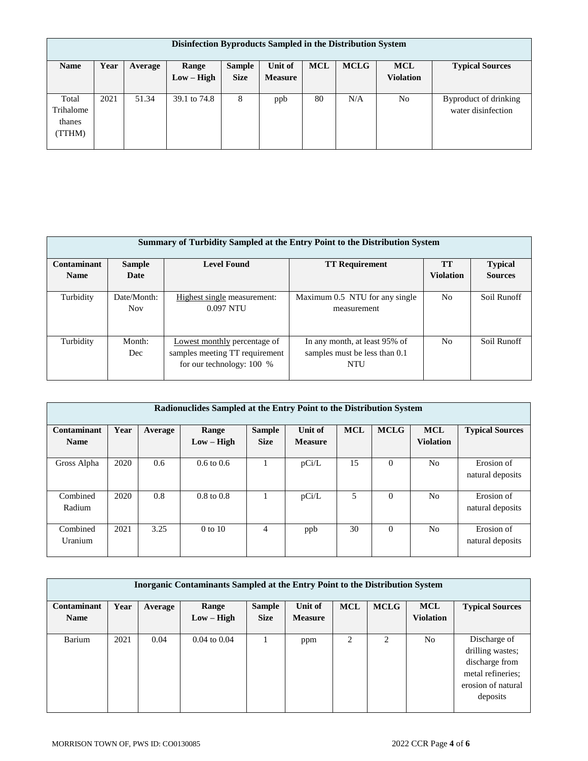| Disinfection Byproducts Sampled in the Distribution System | | | | | | | | | |
|---|---|---|---|---|---|---|---|---|---|
| **Name** | **Year** | **Average** | **Range Low – High** | **Sample Size** | **Unit of Measure** | **MCL** | **MCLG** | **MCL Violation** | **Typical Sources** |
| Total Trihalomethanes (TTHM) | 2021 | 51.34 | 39.1 to 74.8 | 8 | ppb | 80 | N/A | No | Byproduct of drinking water disinfection |

| Summary of Turbidity Sampled at the Entry Point to the Distribution System | | | | | |
|---|---|---|---|---|---|
| **Contaminant Name** | **Sample Date** | **Level Found** | **TT Requirement** | **TT Violation** | **Typical Sources** |
| Turbidity | Date/Month: Nov | Highest single measurement: 0.097 NTU | Maximum 0.5 NTU for any single measurement | No | Soil Runoff |
| Turbidity | Month: Dec | Lowest monthly percentage of samples meeting TT requirement for our technology: 100 % | In any month, at least 95% of samples must be less than 0.1 NTU | No | Soil Runoff |

| Radionuclides Sampled at the Entry Point to the Distribution System | | | | | | | | | |
|---|---|---|---|---|---|---|---|---|---|
| **Contaminant Name** | **Year** | **Average** | **Range Low – High** | **Sample Size** | **Unit of Measure** | **MCL** | **MCLG** | **MCL Violation** | **Typical Sources** |
| Gross Alpha | 2020 | 0.6 | 0.6 to 0.6 | 1 | pCi/L | 15 | 0 | No | Erosion of natural deposits |
| Combined Radium | 2020 | 0.8 | 0.8 to 0.8 | 1 | pCi/L | 5 | 0 | No | Erosion of natural deposits |
| Combined Uranium | 2021 | 3.25 | 0 to 10 | 4 | ppb | 30 | 0 | No | Erosion of natural deposits |

| Inorganic Contaminants Sampled at the Entry Point to the Distribution System | | | | | | | | | |
|---|---|---|---|---|---|---|---|---|---|
| **Contaminant Name** | **Year** | **Average** | **Range Low – High** | **Sample Size** | **Unit of Measure** | **MCL** | **MCLG** | **MCL Violation** | **Typical Sources** |
| Barium | 2021 | 0.04 | 0.04 to 0.04 | 1 | ppm | 2 | 2 | No | Discharge of drilling wastes; discharge from metal refineries; erosion of natural deposits |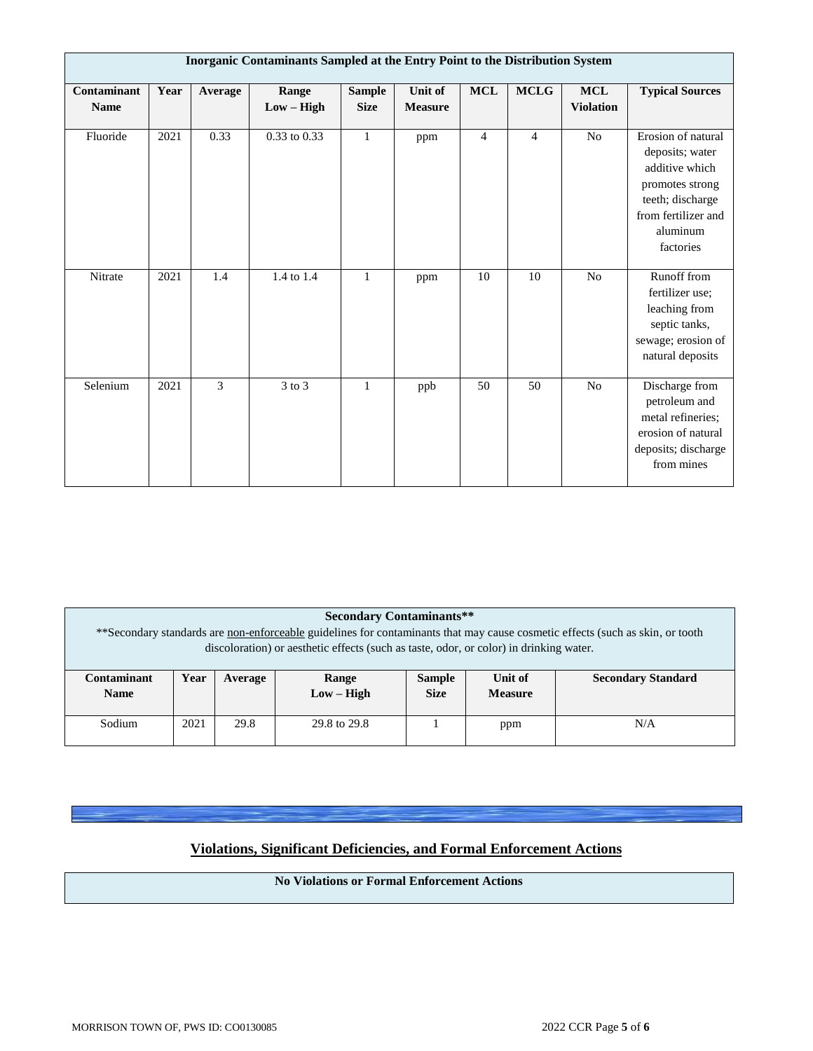| Inorganic Contaminants Sampled at the Entry Point to the Distribution System | | | | | | | | | |
|---|---|---|---|---|---|---|---|---|---|
| **Contaminant Name** | **Year** | **Average** | **Range Low – High** | **Sample Size** | **Unit of Measure** | **MCL** | **MCLG** | **MCL Violation** | **Typical Sources** |
| Fluoride | 2021 | 0.33 | 0.33 to 0.33 | 1 | ppm | 4 | 4 | No | Erosion of natural deposits; water additive which promotes strong teeth; discharge from fertilizer and aluminum factories |
| Nitrate | 2021 | 1.4 | 1.4 to 1.4 | 1 | ppm | 10 | 10 | No | Runoff from fertilizer use; leaching from septic tanks, sewage; erosion of natural deposits |
| Selenium | 2021 | 3 | 3 to 3 | 1 | ppb | 50 | 50 | No | Discharge from petroleum and metal refineries; erosion of natural deposits; discharge from mines |

**Secondary Contaminants****

**Secondary standards are non-enforceable guidelines for contaminants that may cause cosmetic effects (such as skin, or tooth discoloration) or aesthetic effects (such as taste, odor, or color) in drinking water.

| Contaminant Name | Year | Average | Range Low – High | Sample Size | Unit of Measure | Secondary Standard |
|---|---|---|---|---|---|---|
| Sodium | 2021 | 29.8 | 29.8 to 29.8 | 1 | ppm | N/A |

## Violations, Significant Deficiencies, and Formal Enforcement Actions

**No Violations or Formal Enforcement Actions**